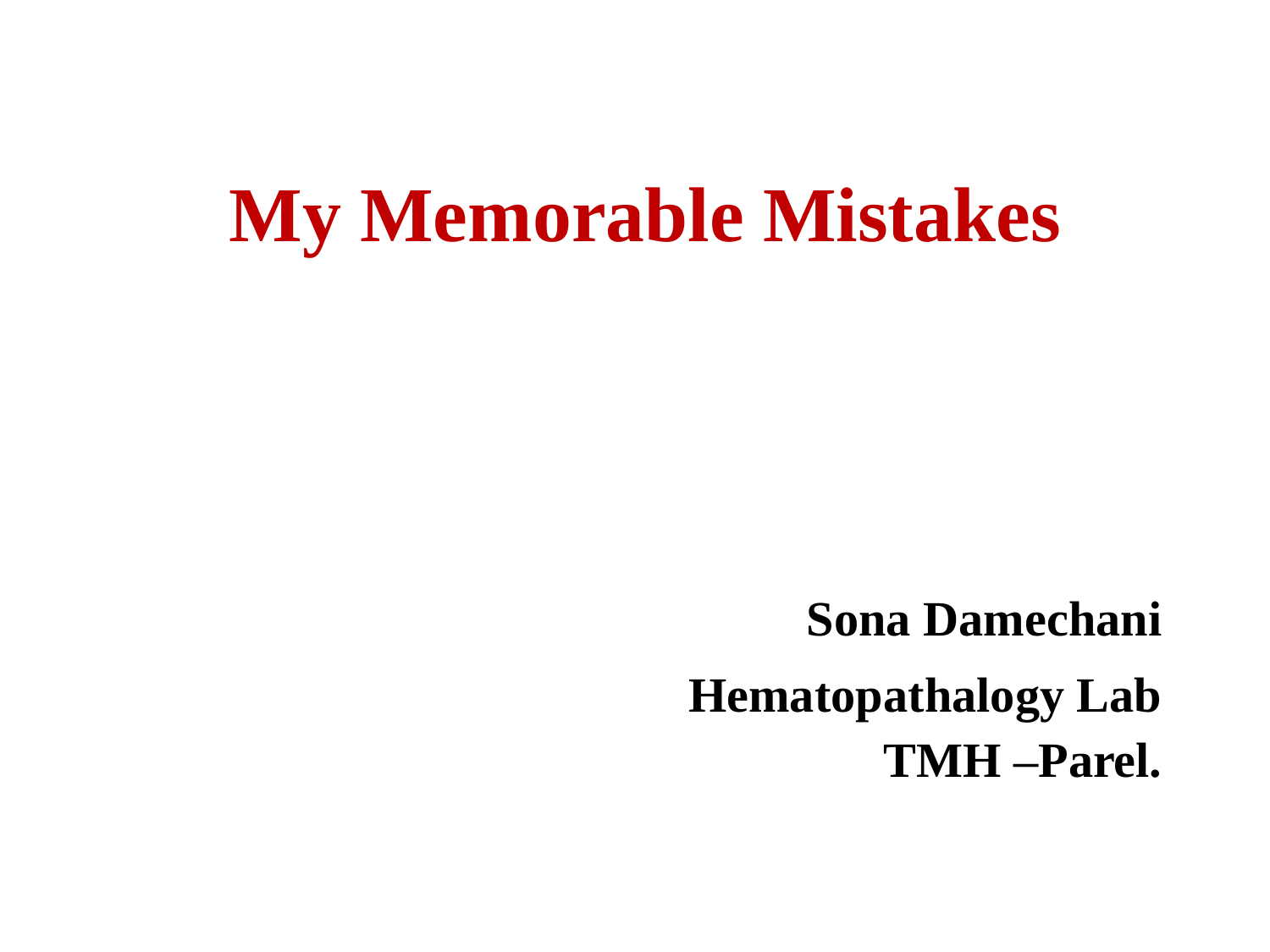# My Memorable Mistakes

**Sona Damechani**

**Hematopathalogy Lab**

**TMH –Parel.**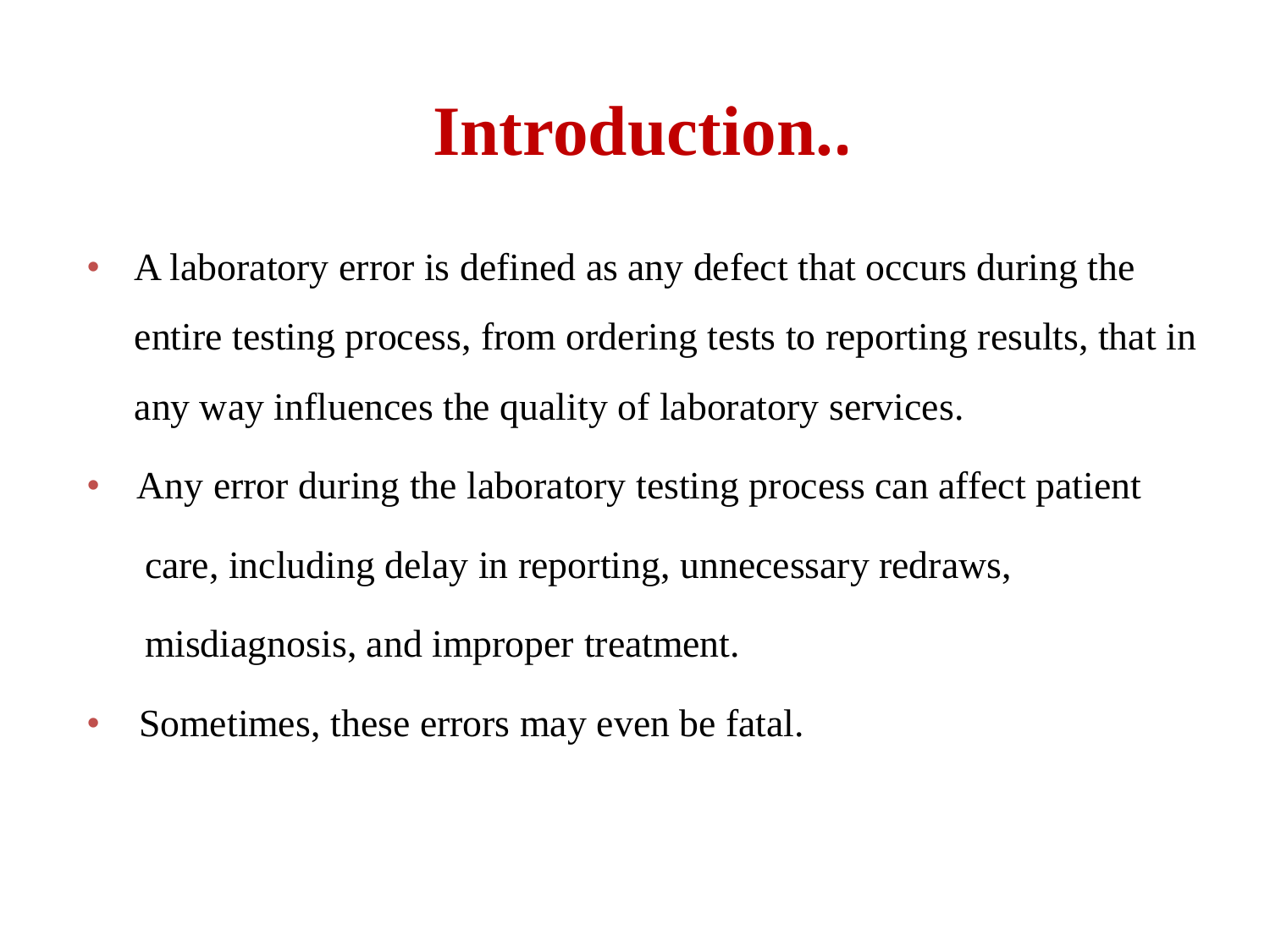# Introduction..

- A laboratory error is defined as any defect that occurs during the entire testing process, from ordering tests to reporting results, that in any way influences the quality of laboratory services.
- Any error during the laboratory testing process can affect patient care, including delay in reporting, unnecessary redraws, misdiagnosis, and improper treatment.
- Sometimes, these errors may even be fatal.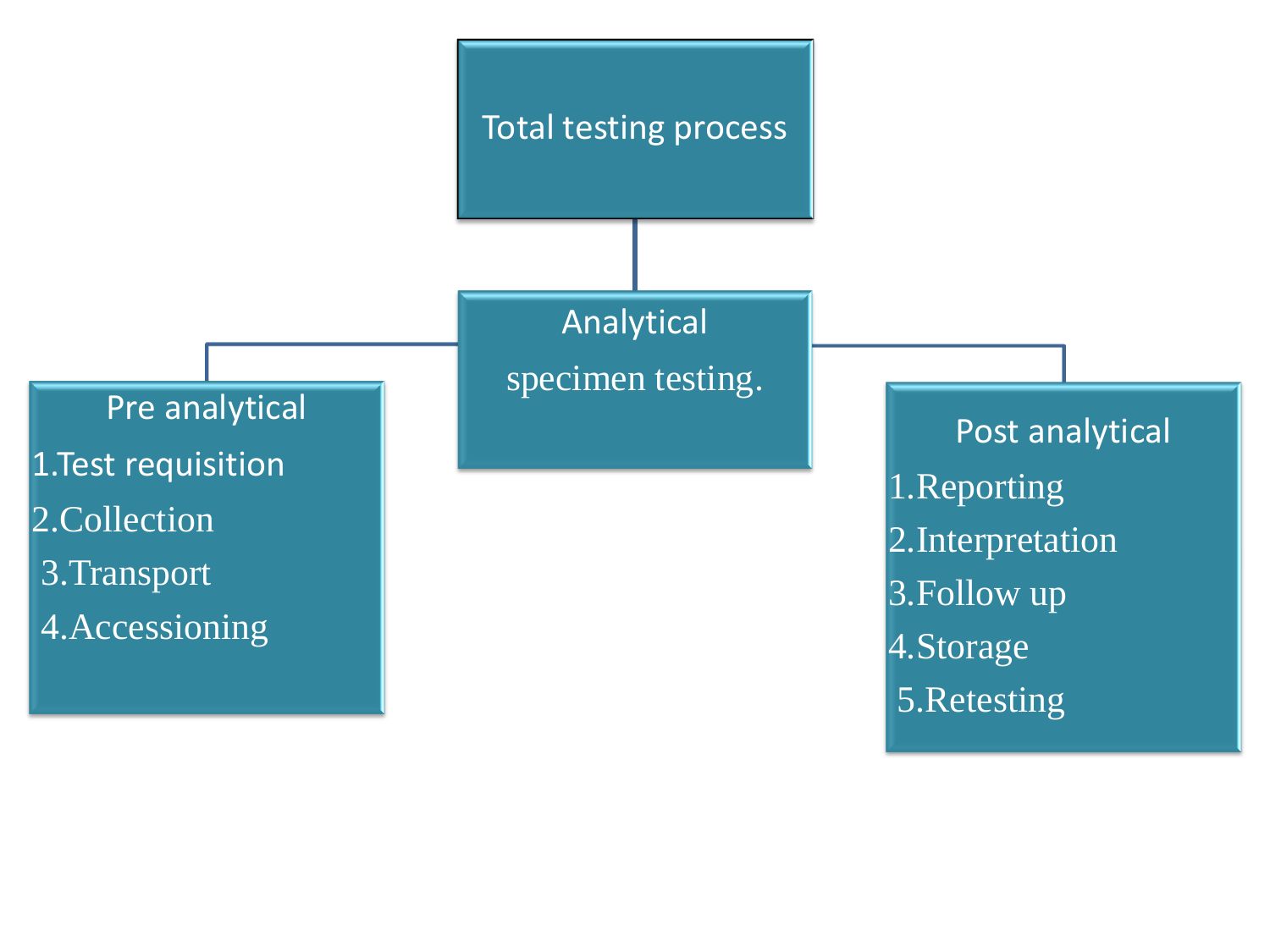Total testing process

Analytical

specimen testing.

Pre analytical

1. Test requisition
2. Collection
3. Transport
4. Accessioning

Post analytical

1. Reporting
2. Interpretation
3. Follow up
4. Storage
5. Retesting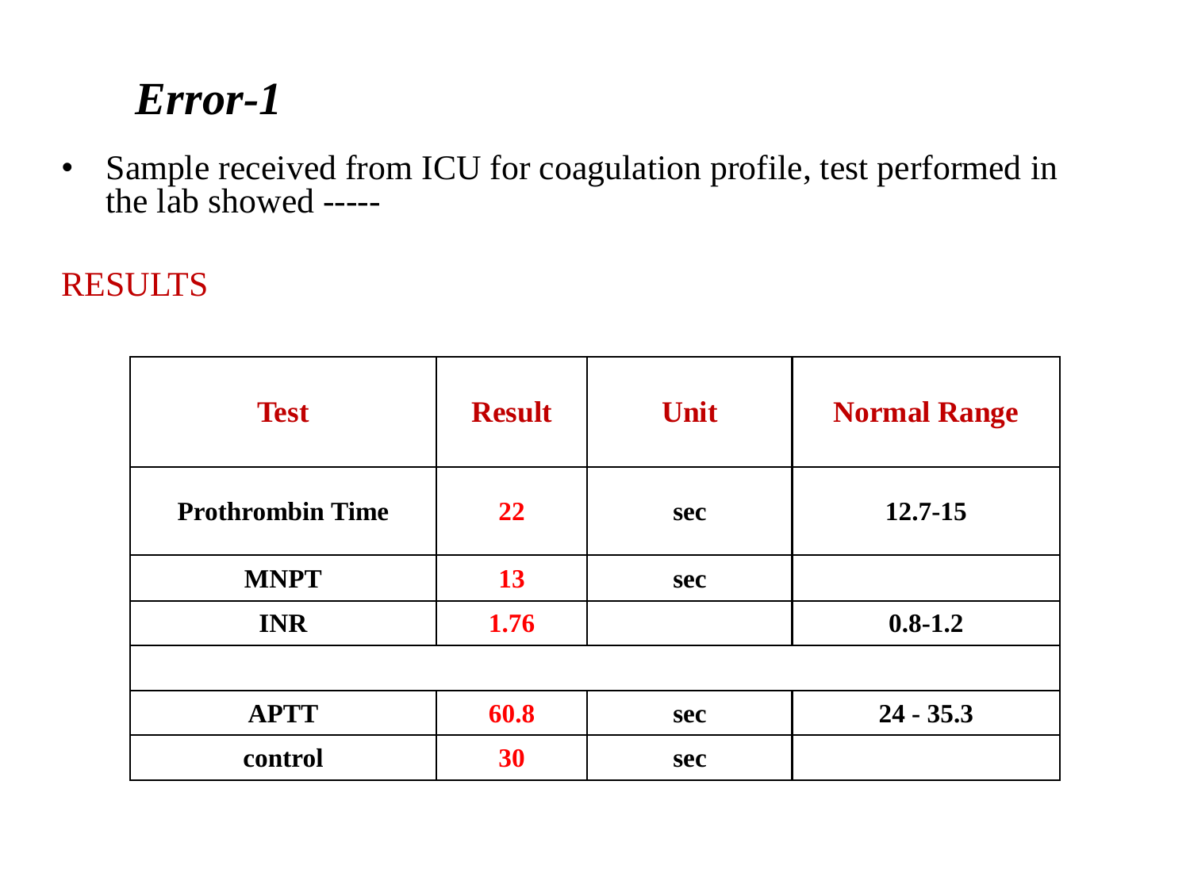# *Error-1*

- Sample received from ICU for coagulation profile, test performed in the lab showed -----

RESULTS

| Test | Result | Unit | Normal Range |
|---|---|---|---|
| **Prothrombin Time** | **22** | **sec** | **12.7-15** |
| **MNPT** | **13** | **sec** | |
| **INR** | **1.76** | | **0.8-1.2** |
| | | | |
| **APTT** | **60.8** | **sec** | **24 - 35.3** |
| **control** | **30** | **sec** | |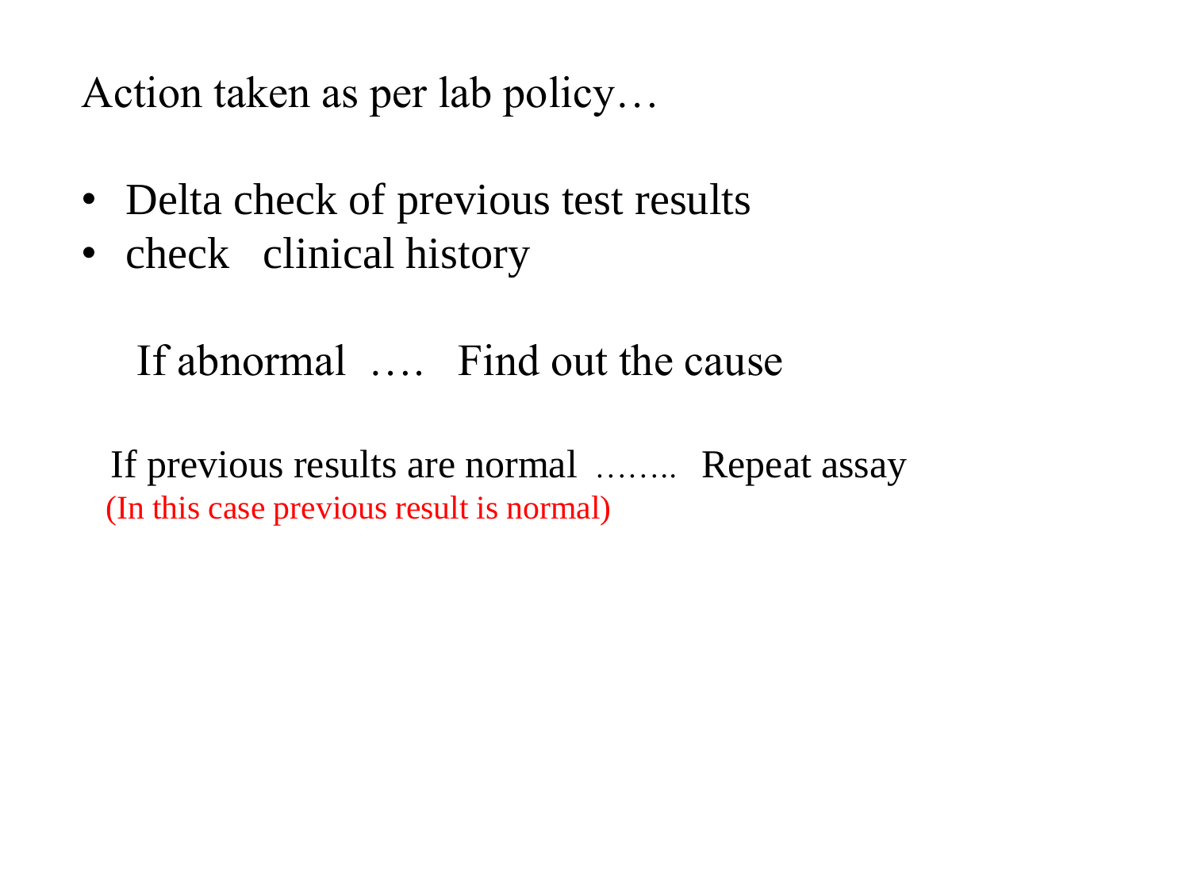Action taken as per lab policy…

- Delta check of previous test results
- check clinical history

If abnormal …. Find out the cause

If previous results are normal …….. Repeat assay

(In this case previous result is normal)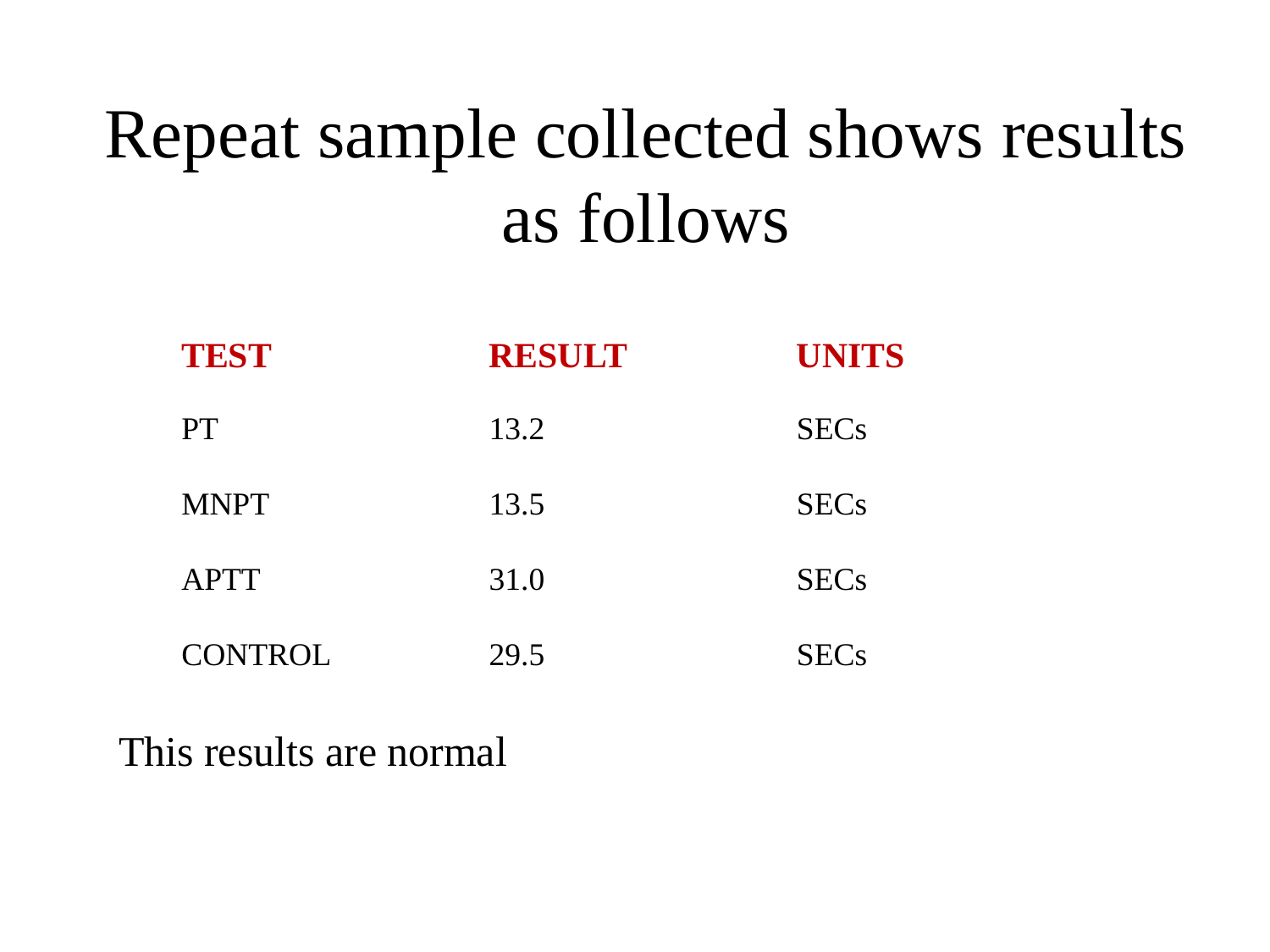# Repeat sample collected shows results as follows

| TEST | RESULT | UNITS |
|---|---|---|
| PT | 13.2 | SECs |
| MNPT | 13.5 | SECs |
| APTT | 31.0 | SECs |
| CONTROL | 29.5 | SECs |

This results are normal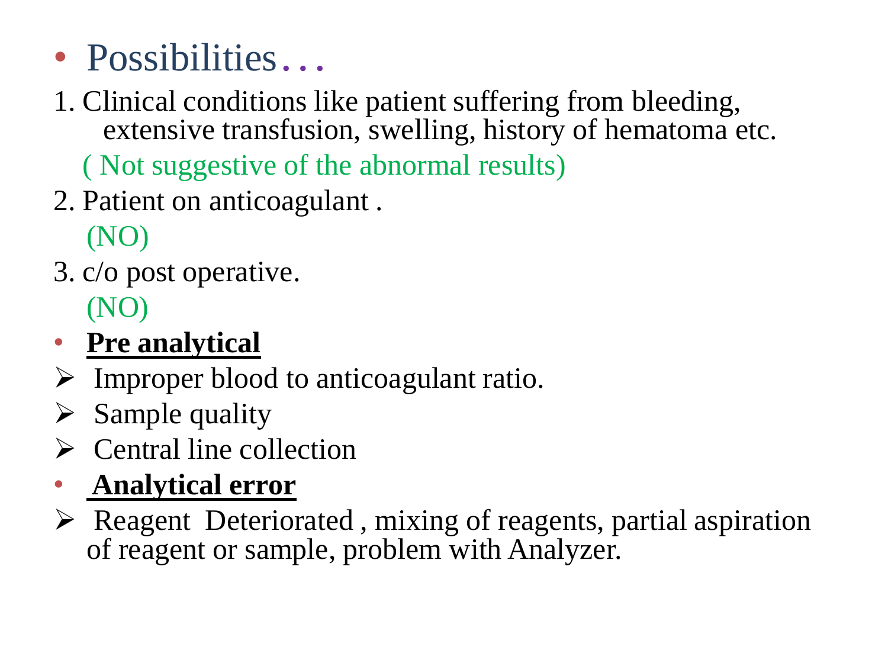- Possibilities…

1. Clinical conditions like patient suffering from bleeding, extensive transfusion, swelling, history of hematoma etc.

   ( Not suggestive of the abnormal results)

2. Patient on anticoagulant .

   (NO)

3. c/o post operative.

   (NO)

- **Pre analytical**
  - Improper blood to anticoagulant ratio.
  - Sample quality
  - Central line collection
- **Analytical error**
  - Reagent Deteriorated , mixing of reagents, partial aspiration of reagent or sample, problem with Analyzer.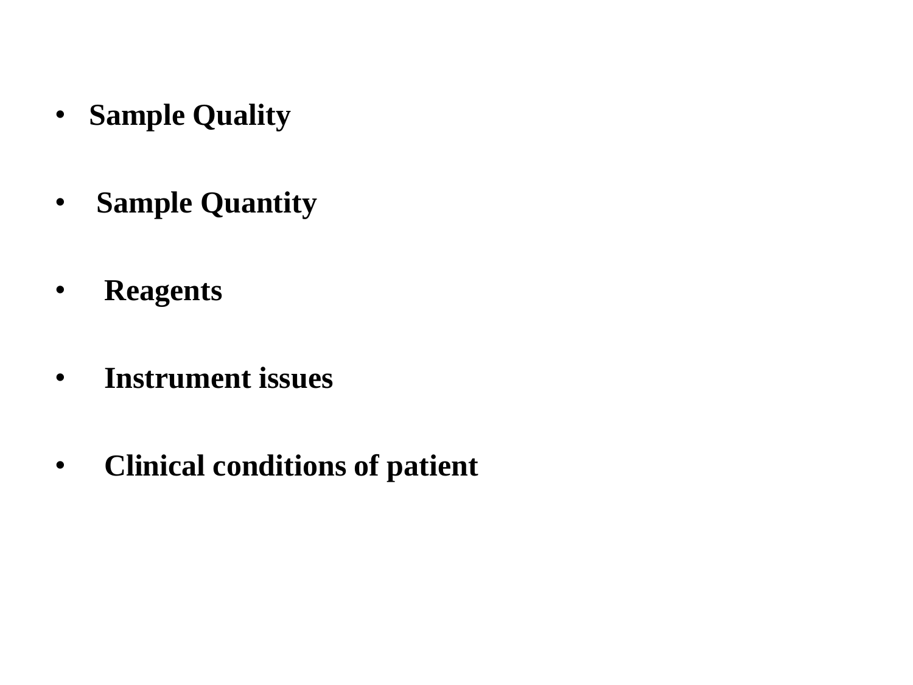- **Sample Quality**
- **Sample Quantity**
- **Reagents**
- **Instrument issues**
- **Clinical conditions of patient**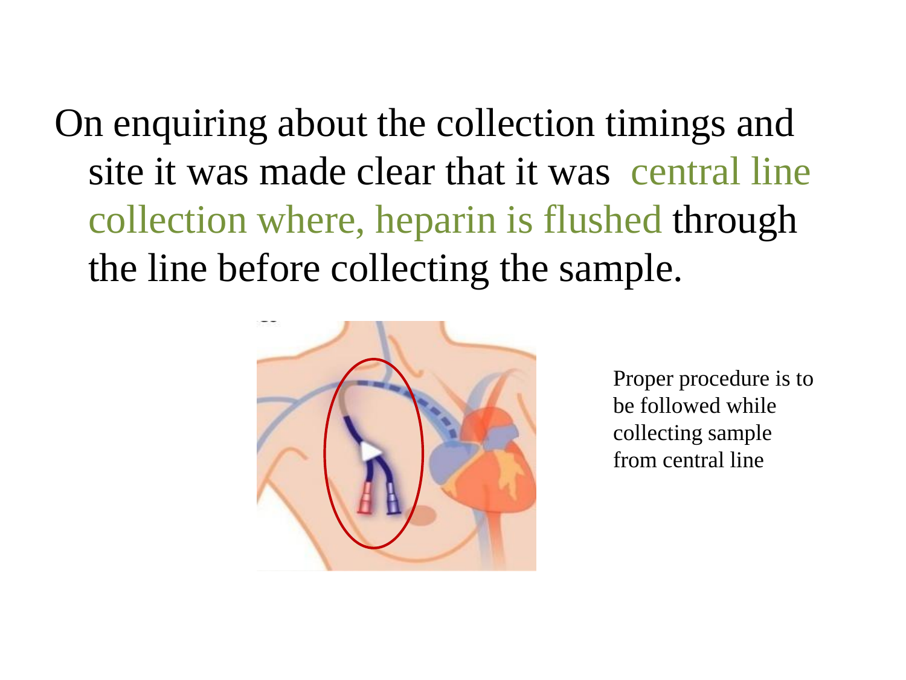On enquiring about the collection timings and site it was made clear that it was central line collection where, heparin is flushed through the line before collecting the sample.

Proper procedure is to be followed while collecting sample from central line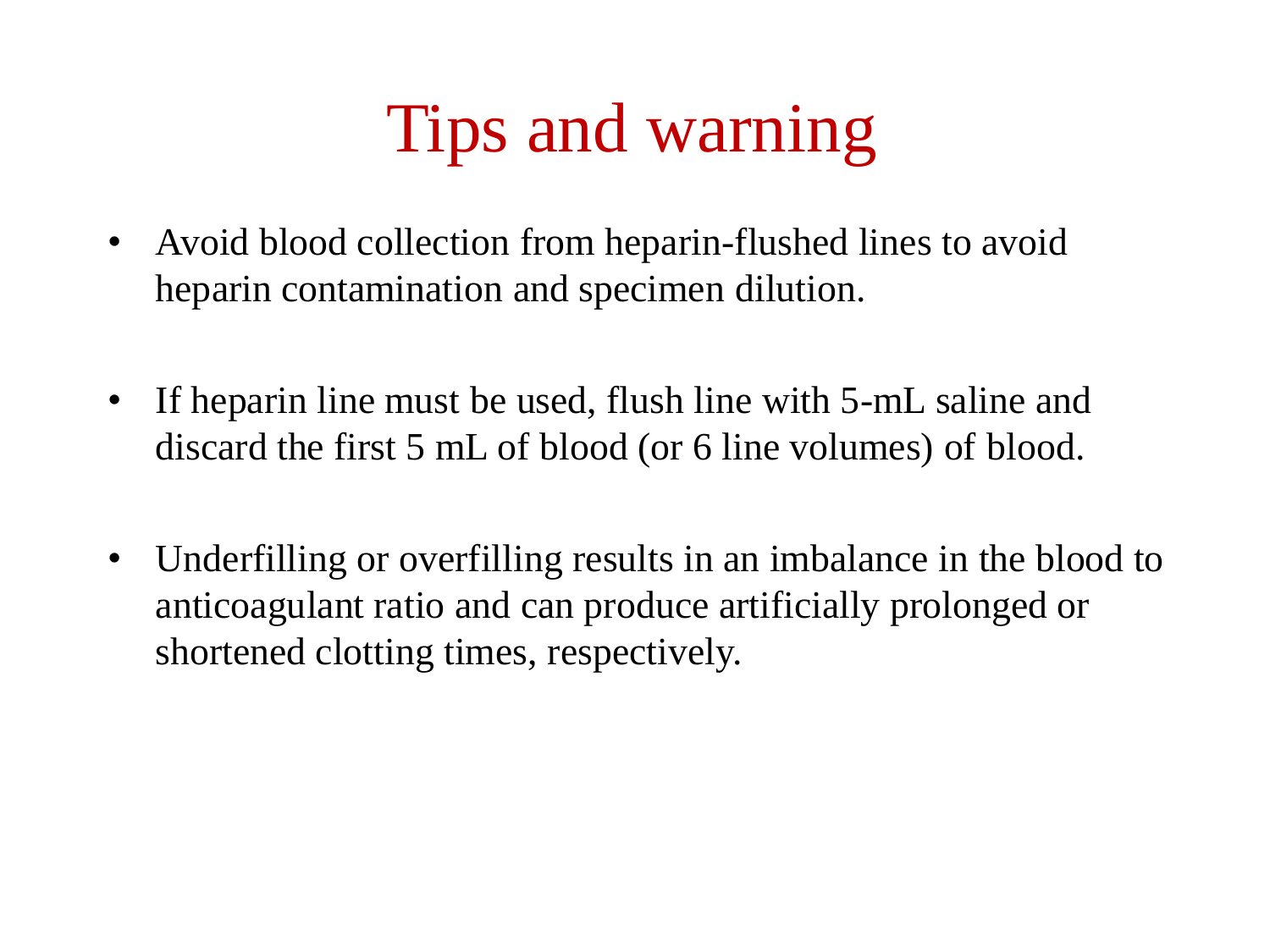# Tips and warning

- Avoid blood collection from heparin-flushed lines to avoid heparin contamination and specimen dilution.
- If heparin line must be used, flush line with 5-mL saline and discard the first 5 mL of blood (or 6 line volumes) of blood.
- Underfilling or overfilling results in an imbalance in the blood to anticoagulant ratio and can produce artificially prolonged or shortened clotting times, respectively.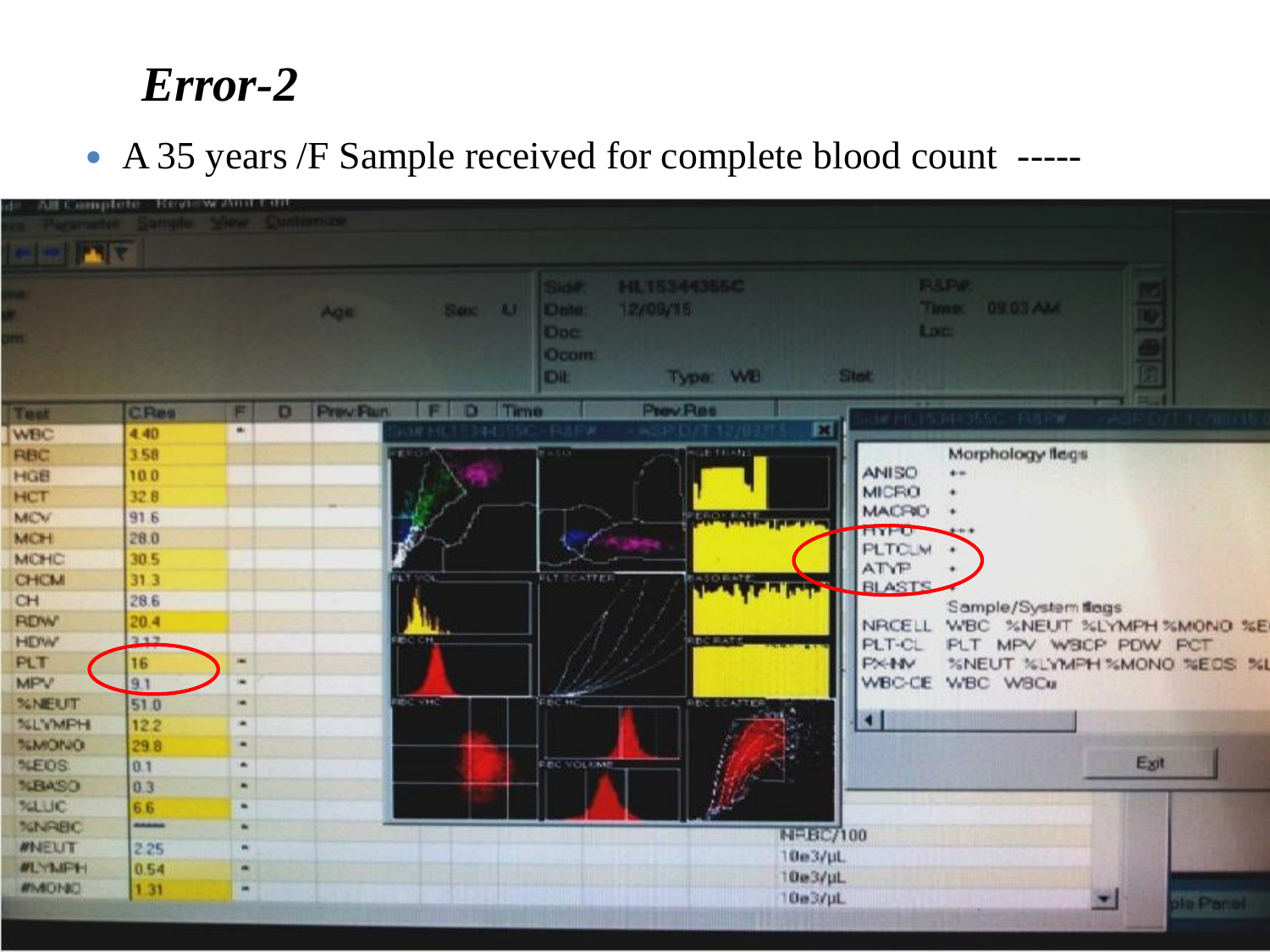## *Error-2*

- A 35 years /F Sample received for complete blood count -----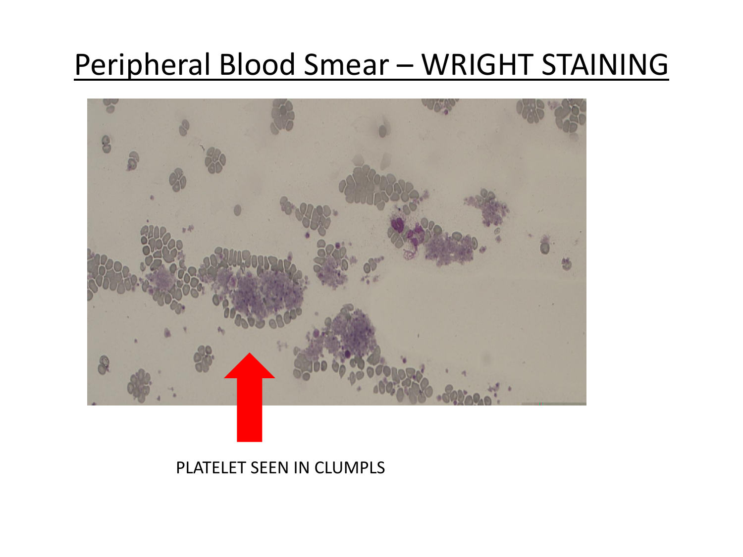# Peripheral Blood Smear – WRIGHT STAINING

PLATELET SEEN IN CLUMPLS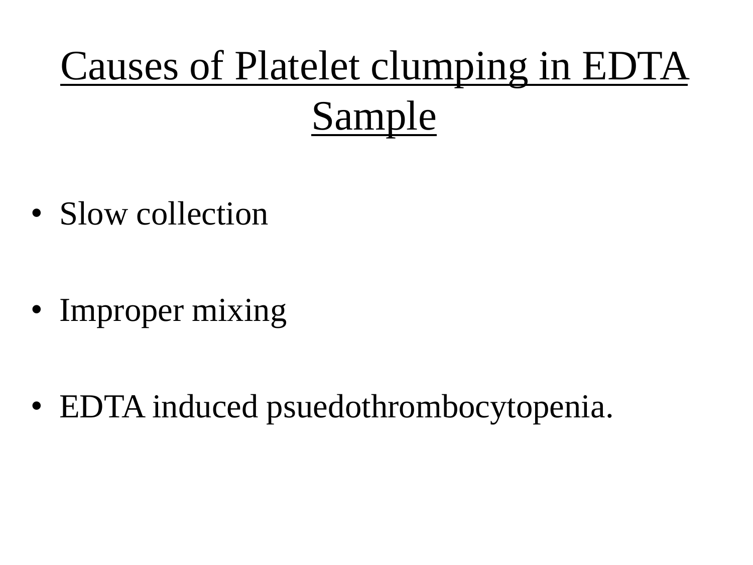# Causes of Platelet clumping in EDTA Sample

- Slow collection
- Improper mixing
- EDTA induced psuedothrombocytopenia.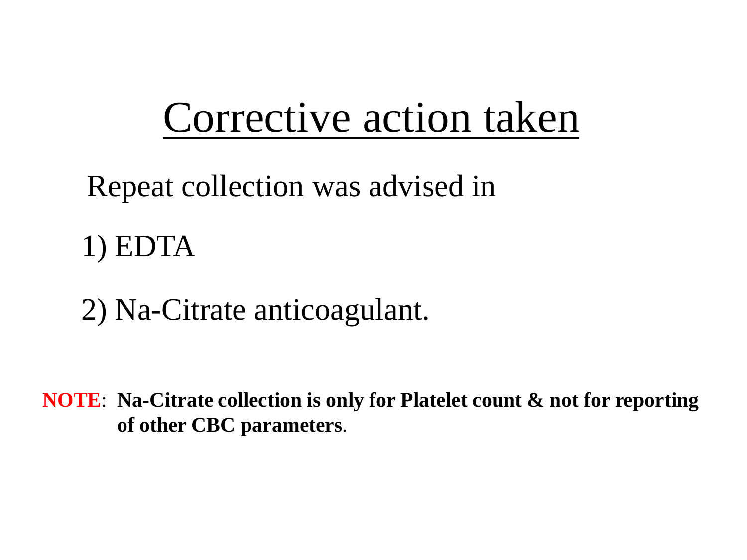# Corrective action taken

Repeat collection was advised in

1) EDTA

2) Na-Citrate anticoagulant.

**NOTE**: **Na-Citrate collection is only for Platelet count & not for reporting of other CBC parameters**.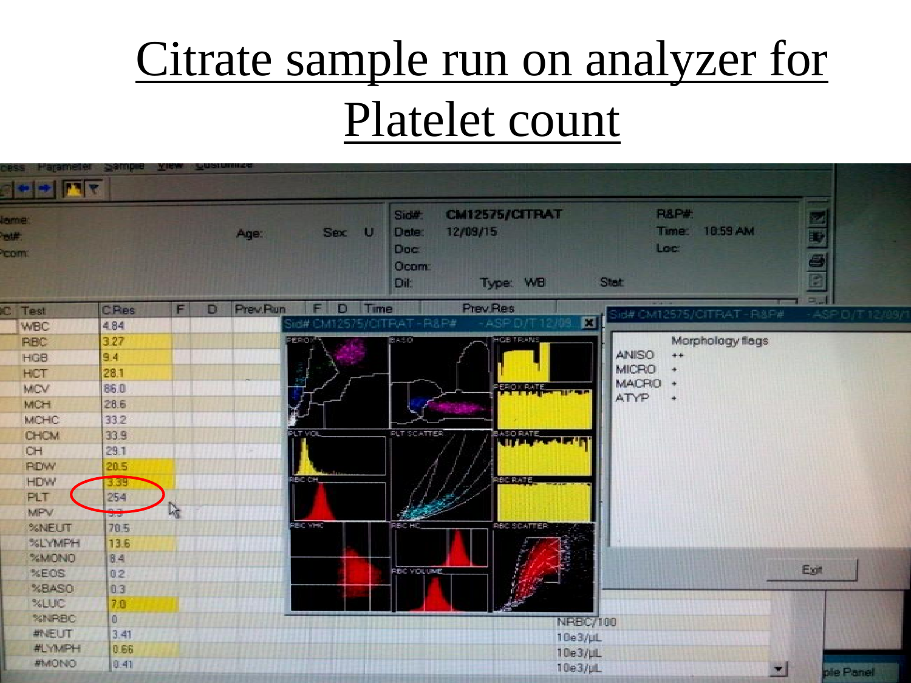# Citrate sample run on analyzer for Platelet count

| Test | C.Res |
|---|---|
| WBC | 4.84 |
| RBC | 3.27 |
| HGB | 9.4 |
| HCT | 28.1 |
| MCV | 86.0 |
| MCH | 28.6 |
| MCHC | 33.2 |
| CHCM | 33.9 |
| CH | 29.1 |
| RDW | 20.5 |
| HDW | 3.39 |
| PLT | 254 |
| MPV | 9.3 |
| %NEUT | 70.5 |
| %LYMPH | 13.6 |
| %MONO | 8.4 |
| %EOS | 0.2 |
| %BASO | 0.3 |
| %LUC | 7.0 |
| %NRBC | 0 |
| #NEUT | 3.41 |
| #LYMPH | 0.66 |
| #MONO | 0.41 |

Sid#: CM12575/CITRAT
Date: 12/09/15
Time: 10:59 AM
Type: WB

Morphology flags
ANISO ++
MICRO +
MACRO +
ATYP +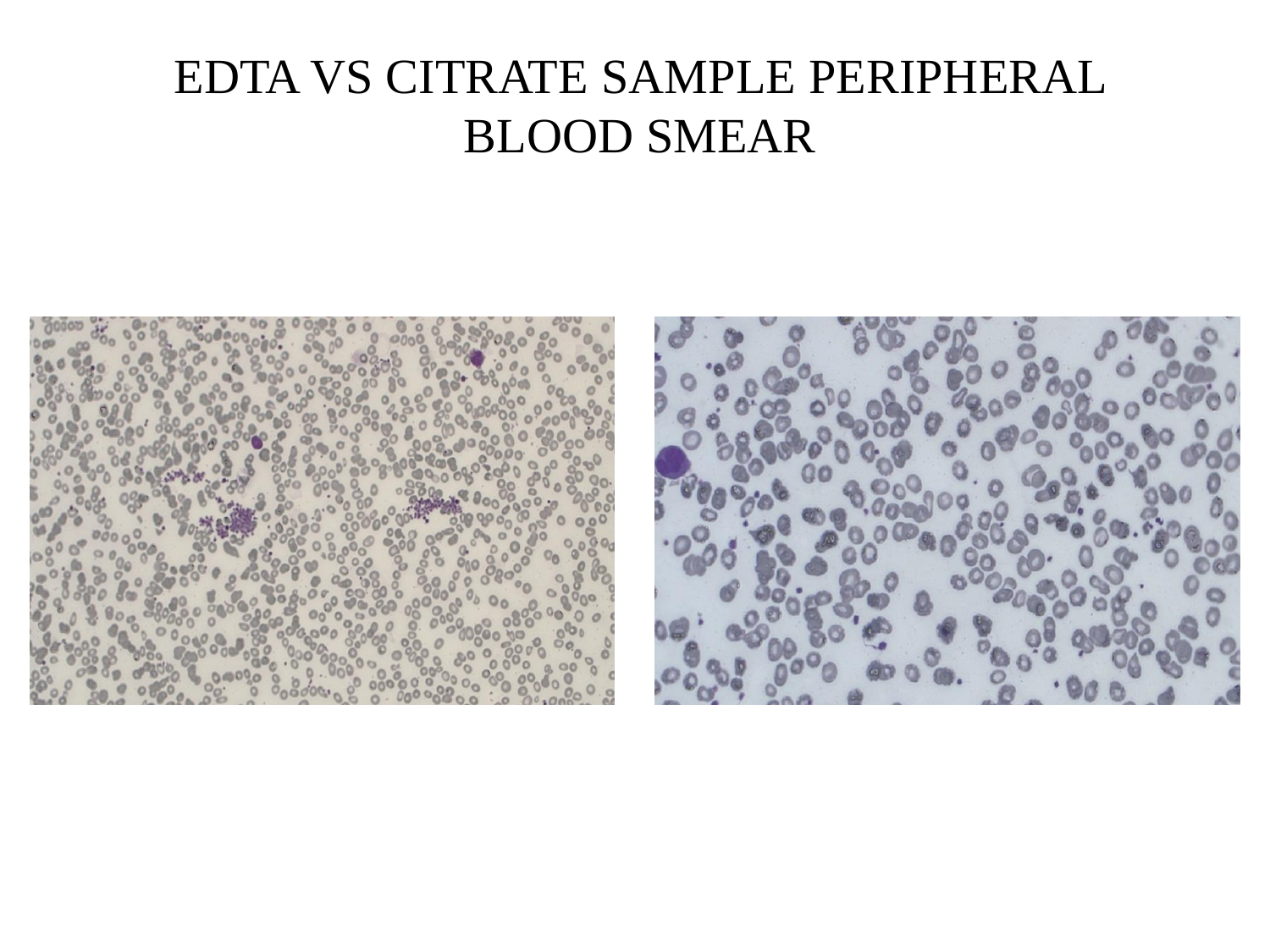# EDTA VS CITRATE SAMPLE PERIPHERAL BLOOD SMEAR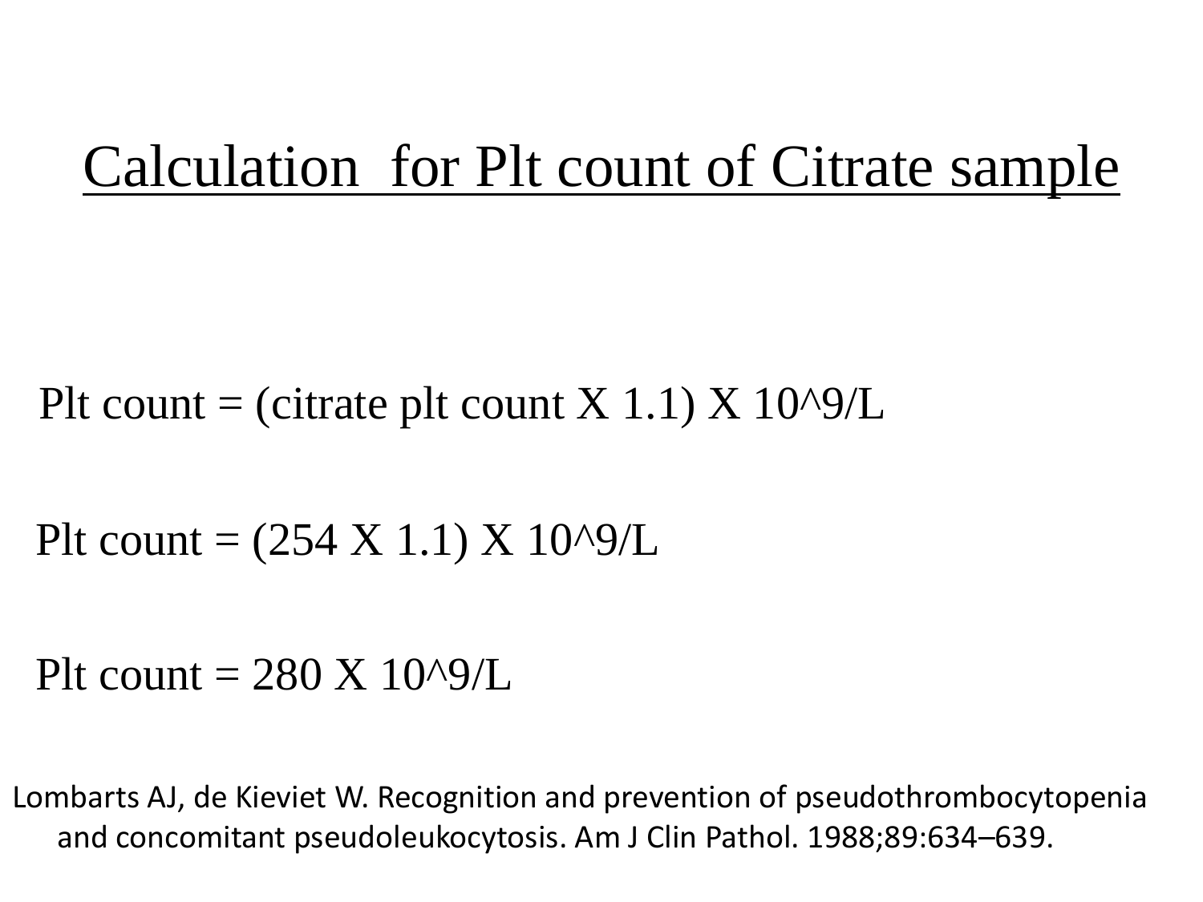# Calculation for Plt count of Citrate sample

Plt count = (citrate plt count X 1.1) X $10^9$/L

Plt count = (254 X 1.1) X $10^9$/L

Plt count = 280 X $10^9$/L

Lombarts AJ, de Kieviet W. Recognition and prevention of pseudothrombocytopenia and concomitant pseudoleukocytosis. Am J Clin Pathol. 1988;89:634–639.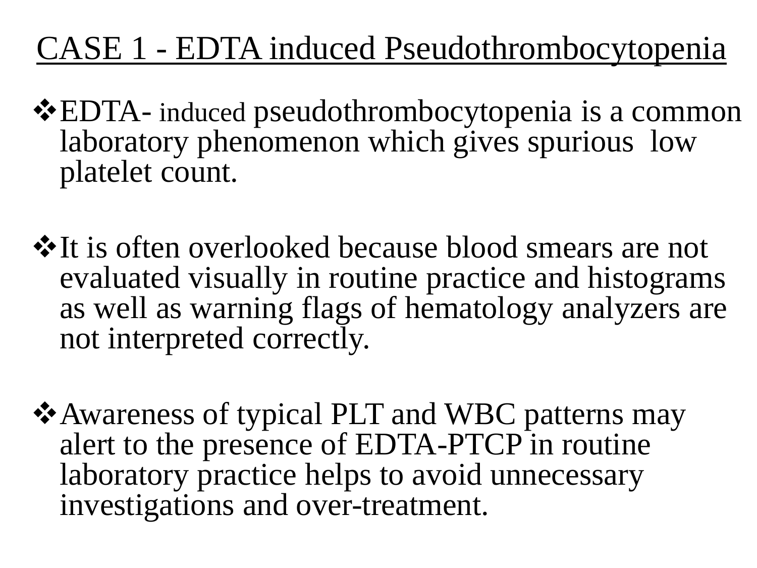# CASE 1 - EDTA induced Pseudothrombocytopenia

- EDTA- induced pseudothrombocytopenia is a common laboratory phenomenon which gives spurious low platelet count.

- It is often overlooked because blood smears are not evaluated visually in routine practice and histograms as well as warning flags of hematology analyzers are not interpreted correctly.

- Awareness of typical PLT and WBC patterns may alert to the presence of EDTA-PTCP in routine laboratory practice helps to avoid unnecessary investigations and over-treatment.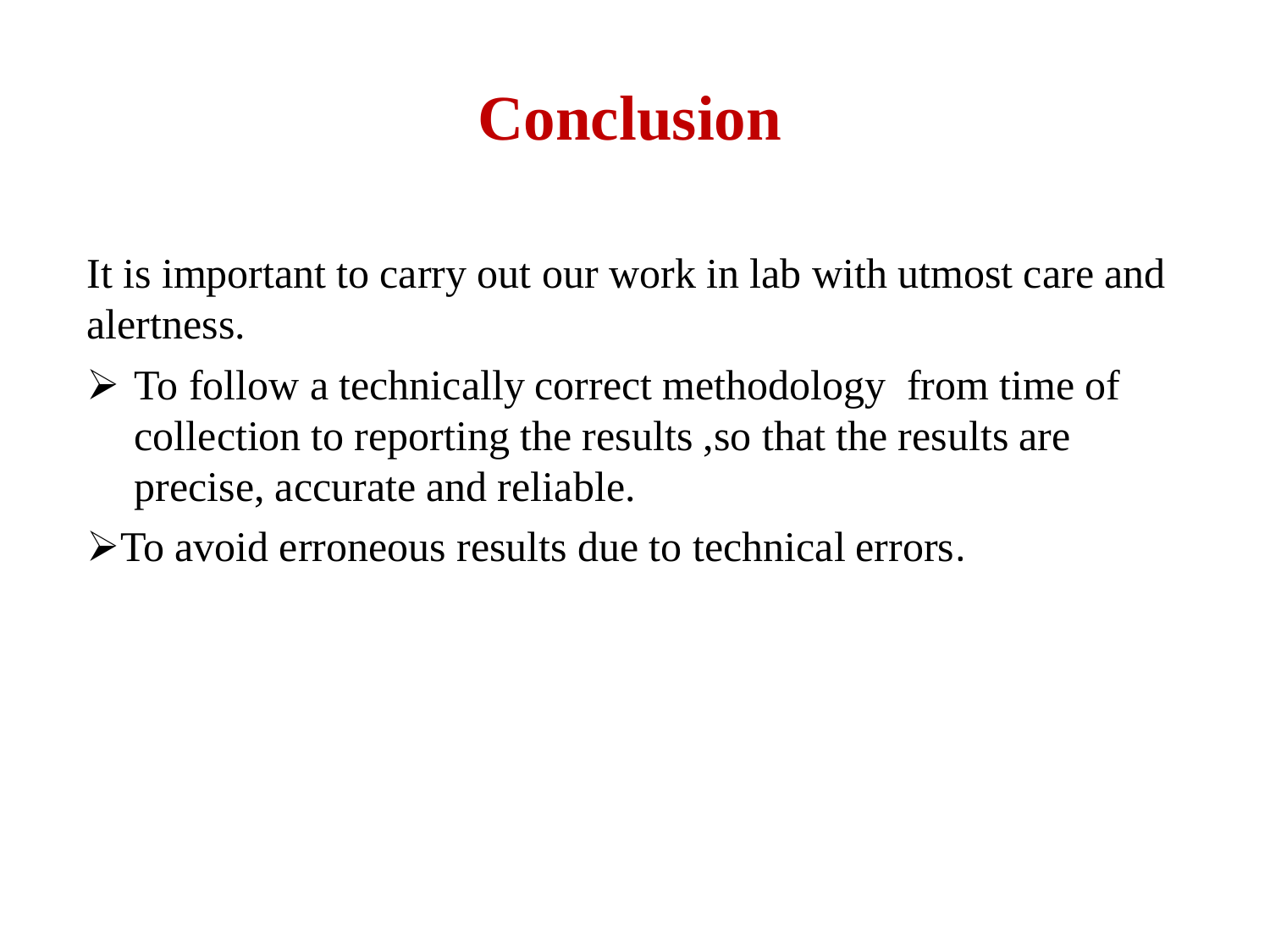# Conclusion

It is important to carry out our work in lab with utmost care and alertness.

- To follow a technically correct methodology from time of collection to reporting the results ,so that the results are precise, accurate and reliable.
- To avoid erroneous results due to technical errors.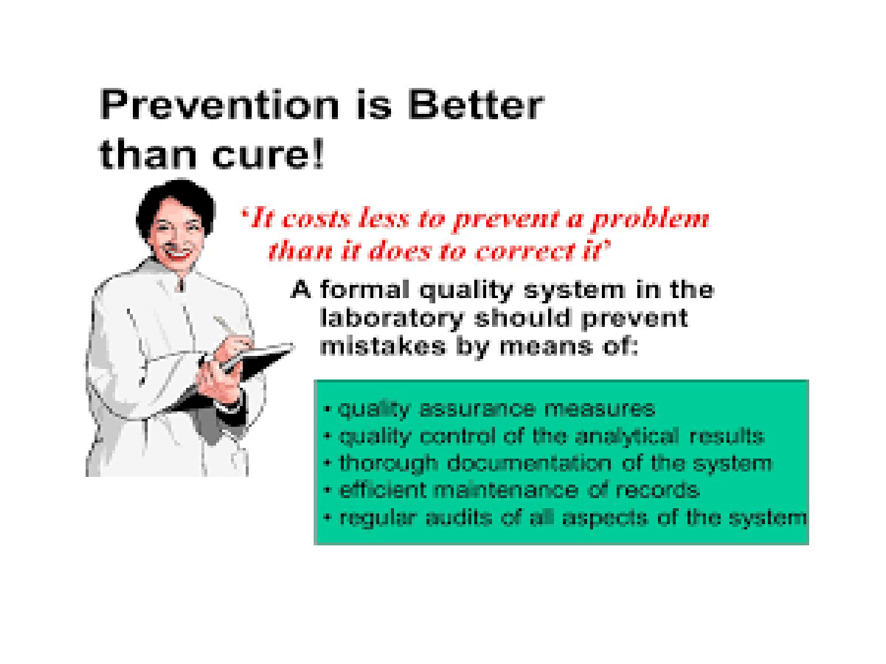# Prevention is Better than cure!

*'It costs less to prevent a problem than it does to correct it'*

A formal quality system in the laboratory should prevent mistakes by means of:

- quality assurance measures
- quality control of the analytical results
- thorough documentation of the system
- efficient maintenance of records
- regular audits of all aspects of the system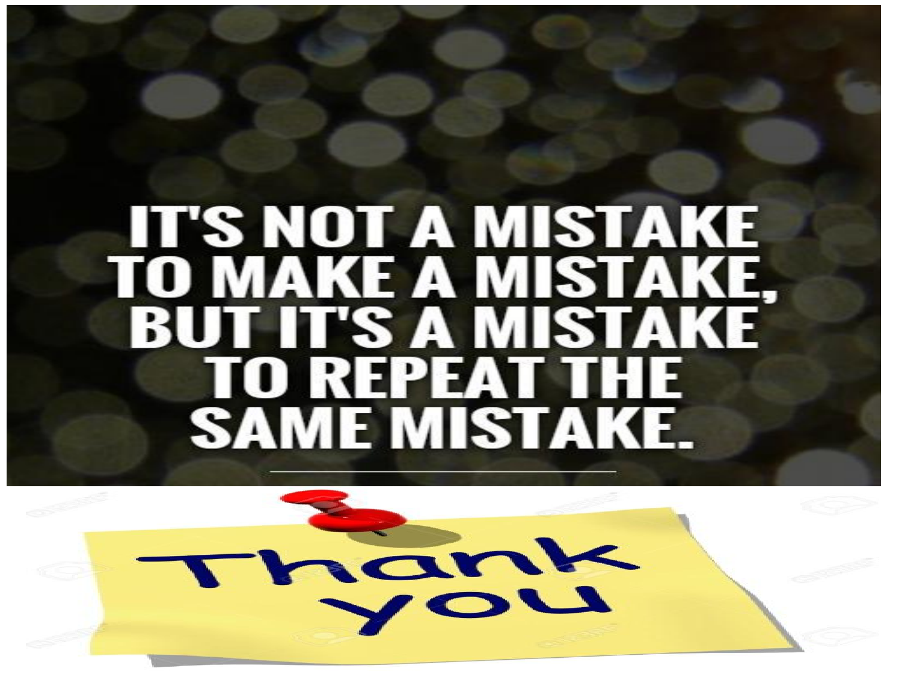IT'S NOT A MISTAKE TO MAKE A MISTAKE, BUT IT'S A MISTAKE TO REPEAT THE SAME MISTAKE.

Thank you